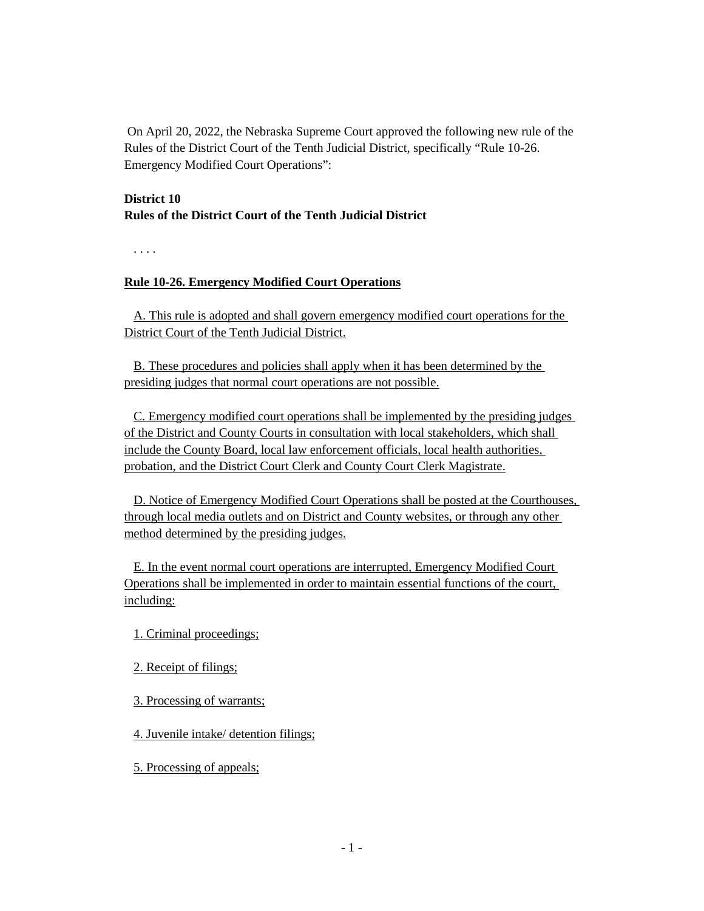On April 20, 2022, the Nebraska Supreme Court approved the following new rule of the Rules of the District Court of the Tenth Judicial District, specifically "Rule 10-26. Emergency Modified Court Operations":

**District 10**
**Rules of the District Court of the Tenth Judicial District**

. . . .

**Rule 10-26. Emergency Modified Court Operations**

A. This rule is adopted and shall govern emergency modified court operations for the District Court of the Tenth Judicial District.

B. These procedures and policies shall apply when it has been determined by the presiding judges that normal court operations are not possible.

C. Emergency modified court operations shall be implemented by the presiding judges of the District and County Courts in consultation with local stakeholders, which shall include the County Board, local law enforcement officials, local health authorities, probation, and the District Court Clerk and County Court Clerk Magistrate.

D. Notice of Emergency Modified Court Operations shall be posted at the Courthouses, through local media outlets and on District and County websites, or through any other method determined by the presiding judges.

E. In the event normal court operations are interrupted, Emergency Modified Court Operations shall be implemented in order to maintain essential functions of the court, including:

1. Criminal proceedings;

2. Receipt of filings;

3. Processing of warrants;

4. Juvenile intake/ detention filings;

5. Processing of appeals;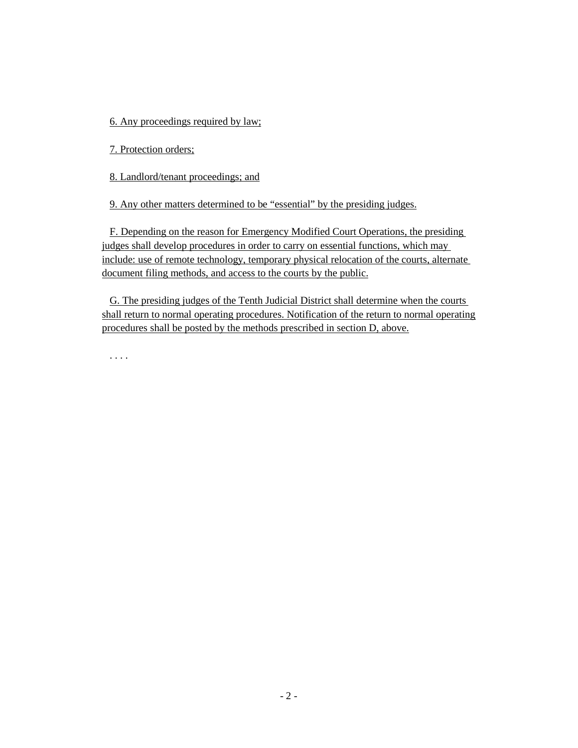6. Any proceedings required by law;

7. Protection orders;

8. Landlord/tenant proceedings; and

9. Any other matters determined to be "essential" by the presiding judges.

F. Depending on the reason for Emergency Modified Court Operations, the presiding judges shall develop procedures in order to carry on essential functions, which may include: use of remote technology, temporary physical relocation of the courts, alternate document filing methods, and access to the courts by the public.

G. The presiding judges of the Tenth Judicial District shall determine when the courts shall return to normal operating procedures. Notification of the return to normal operating procedures shall be posted by the methods prescribed in section D, above.

. . . .